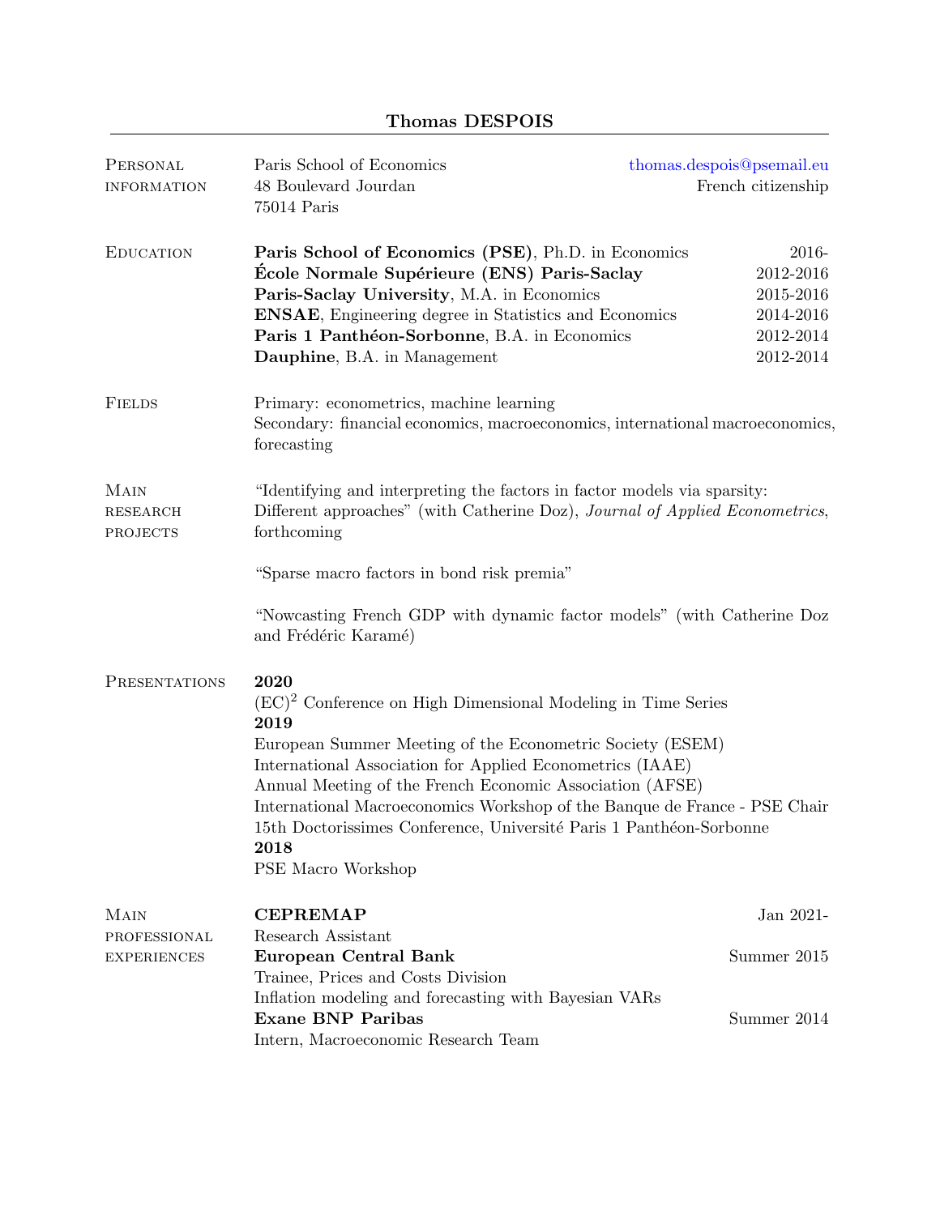# Thomas DESPOIS

## Personal information

Paris School of Economics
48 Boulevard Jourdan
75014 Paris

thomas.despois@psemail.eu
French citizenship

## Education

**Paris School of Economics (PSE)**, Ph.D. in Economics — 2016-
**École Normale Supérieure (ENS) Paris-Saclay** — 2012-2016
**Paris-Saclay University**, M.A. in Economics — 2015-2016
**ENSAE**, Engineering degree in Statistics and Economics — 2014-2016
**Paris 1 Panthéon-Sorbonne**, B.A. in Economics — 2012-2014
**Dauphine**, B.A. in Management — 2012-2014

## Fields

Primary: econometrics, machine learning
Secondary: financial economics, macroeconomics, international macroeconomics, forecasting

## Main research projects

"Identifying and interpreting the factors in factor models via sparsity: Different approaches" (with Catherine Doz), *Journal of Applied Econometrics*, forthcoming

"Sparse macro factors in bond risk premia"

"Nowcasting French GDP with dynamic factor models" (with Catherine Doz and Frédéric Karamé)

## Presentations

**2020**
$(EC)^2$ Conference on High Dimensional Modeling in Time Series
**2019**
European Summer Meeting of the Econometric Society (ESEM)
International Association for Applied Econometrics (IAAE)
Annual Meeting of the French Economic Association (AFSE)
International Macroeconomics Workshop of the Banque de France - PSE Chair
15th Doctorissimes Conference, Université Paris 1 Panthéon-Sorbonne
**2018**
PSE Macro Workshop

## Main professional experiences

**CEPREMAP** — Jan 2021-
Research Assistant

**European Central Bank** — Summer 2015
Trainee, Prices and Costs Division
Inflation modeling and forecasting with Bayesian VARs

**Exane BNP Paribas** — Summer 2014
Intern, Macroeconomic Research Team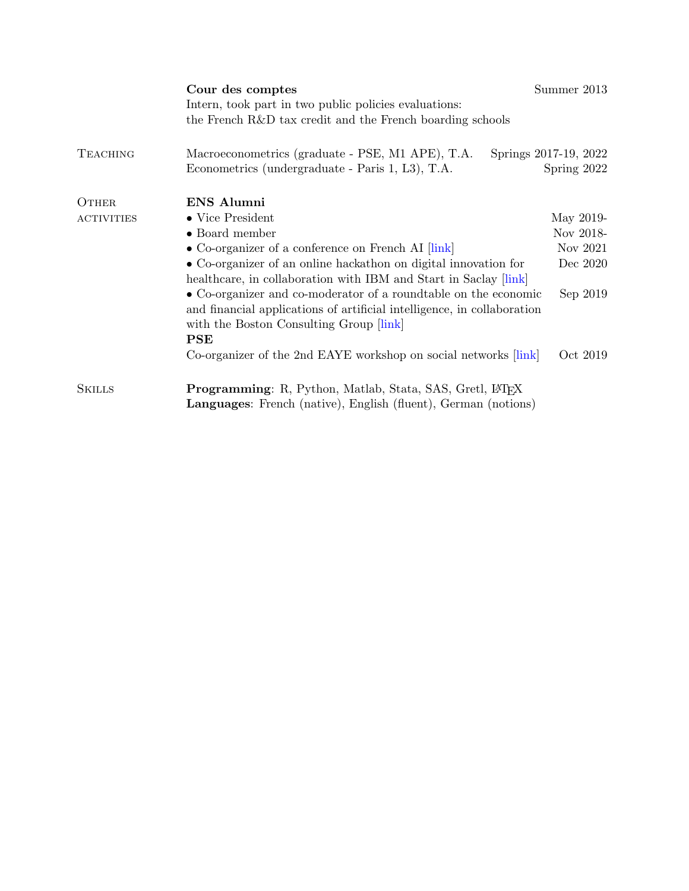**Cour des comptes** Summer 2013
Intern, took part in two public policies evaluations:
the French R&D tax credit and the French boarding schools

## Teaching

Macroeconometrics (graduate - PSE, M1 APE), T.A. Springs 2017-19, 2022
Econometrics (undergraduate - Paris 1, L3), T.A. Spring 2022

## Other activities

**ENS Alumni**

- Vice President May 2019-
- Board member Nov 2018-
- Co-organizer of a conference on French AI [link] Nov 2021
- Co-organizer of an online hackathon on digital innovation for healthcare, in collaboration with IBM and Start in Saclay [link] Dec 2020
- Co-organizer and co-moderator of a roundtable on the economic and financial applications of artificial intelligence, in collaboration with the Boston Consulting Group [link] Sep 2019

**PSE**

Co-organizer of the 2nd EAYE workshop on social networks [link] Oct 2019

## Skills

**Programming**: R, Python, Matlab, Stata, SAS, Gretl, LaTeX
**Languages**: French (native), English (fluent), German (notions)